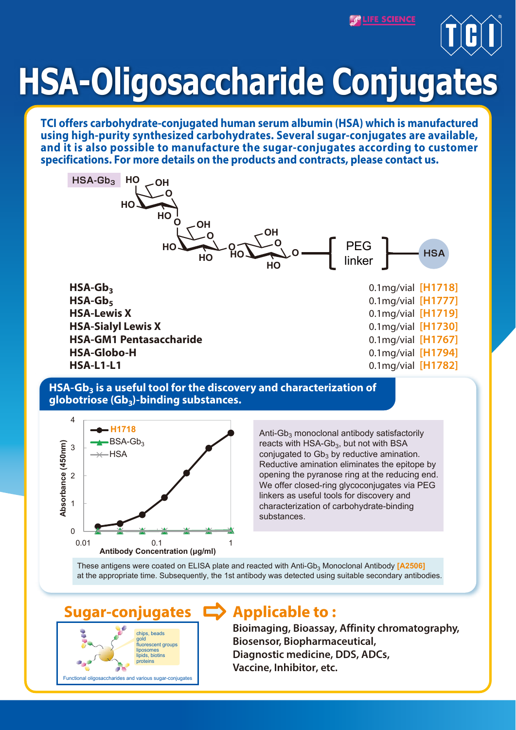# HSA-Oligosaccharide Conjugates

**TCI offers carbohydrate-conjugated human serum albumin (HSA) which is manufactured using high-purity synthesized carbohydrates. Several sugar-conjugates are available, and it is also possible to manufacture the sugar-conjugates according to customer specifications. For more details on the products and contracts, please contact us.**

| Product | Size | Code |
|---|---|---|
| **HSA-Gb$_3$** | 0.1mg/vial | [H1718] |
| **HSA-Gb$_5$** | 0.1mg/vial | [H1777] |
| **HSA-Lewis X** | 0.1mg/vial | [H1719] |
| **HSA-Sialyl Lewis X** | 0.1mg/vial | [H1730] |
| **HSA-GM1 Pentasaccharide** | 0.1mg/vial | [H1767] |
| **HSA-Globo-H** | 0.1mg/vial | [H1794] |
| **HSA-L1-L1** | 0.1mg/vial | [H1782] |

## HSA-Gb$_3$ is a useful tool for the discovery and characterization of globotriose (Gb$_3$)-binding substances.

Anti-Gb$_3$ monoclonal antibody satisfactorily reacts with HSA-Gb$_3$, but not with BSA conjugated to Gb$_3$ by reductive amination. Reductive amination eliminates the epitope by opening the pyranose ring at the reducing end. We offer closed-ring glycoconjugates via PEG linkers as useful tools for discovery and characterization of carbohydrate-binding substances.

These antigens were coated on ELISA plate and reacted with Anti-Gb$_3$ Monoclonal Antibody [A2506] at the appropriate time. Subsequently, the 1st antibody was detected using suitable secondary antibodies.

## Sugar-conjugates ⇨ Applicable to :

Functional oligosaccharides and various sugar-conjugates

**Bioimaging, Bioassay, Affinity chromatography, Biosensor, Biopharmaceutical, Diagnostic medicine, DDS, ADCs, Vaccine, Inhibitor, etc.**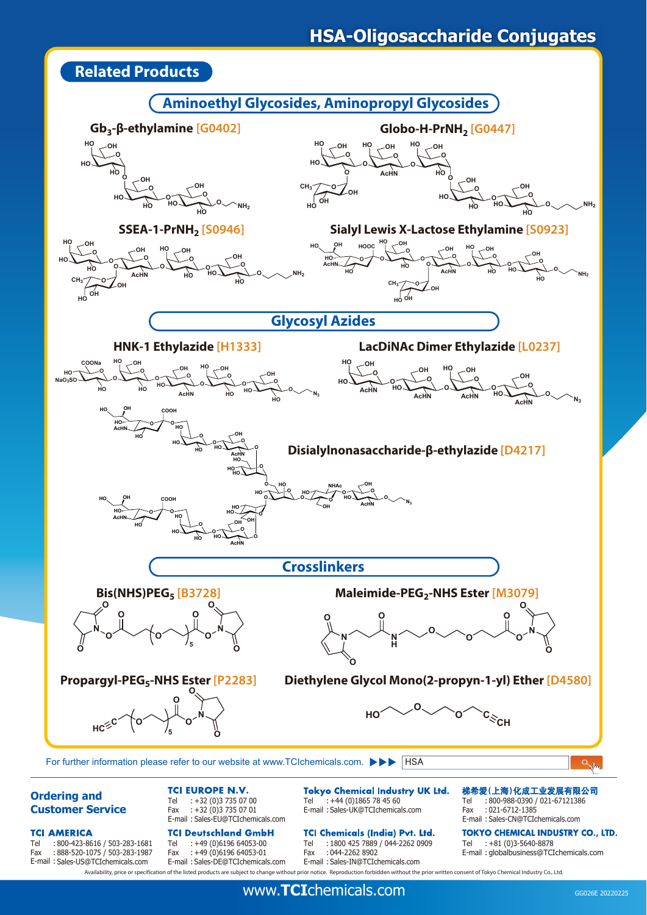# HSA-Oligosaccharide Conjugates

## Related Products

### Aminoethyl Glycosides, Aminopropyl Glycosides

**$Gb_3$-β-ethylamine** [G0402]

**Globo-H-$PrNH_2$** [G0447]

**SSEA-1-$PrNH_2$** [S0946]

**Sialyl Lewis X-Lactose Ethylamine** [S0923]

### Glycosyl Azides

**HNK-1 Ethylazide** [H1333]

**LacDiNAc Dimer Ethylazide** [L0237]

**Disialylnonasaccharide-β-ethylazide** [D4217]

### Crosslinkers

**Bis(NHS)$PEG_5$** [B3728]

**Maleimide-$PEG_2$-NHS Ester** [M3079]

**Propargyl-$PEG_5$-NHS Ester** [P2283]

**Diethylene Glycol Mono(2-propyn-1-yl) Ether** [D4580]

For further information please refer to our website at www.TCIchemicals.com. ▶▶▶ HSA

**Ordering and Customer Service**

**TCI AMERICA**
Tel : 800-423-8616 / 503-283-1681
Fax : 888-520-1075 / 503-283-1987
E-mail : Sales-US@TCIchemicals.com

**TCI EUROPE N.V.**
Tel : +32 (0)3 735 07 00
Fax : +32 (0)3 735 07 01
E-mail : Sales-EU@TCIchemicals.com

**TCI Deutschland GmbH**
Tel : +49 (0)6196 64053-00
Fax : +49 (0)6196 64053-01
E-mail : Sales-DE@TCIchemicals.com

**Tokyo Chemical Industry UK Ltd.**
Tel : +44 (0)1865 78 45 60
E-mail : Sales-UK@TCIchemicals.com

**TCI Chemicals (India) Pvt. Ltd.**
Tel : 1800 425 7889 / 044-2262 0909
Fax : 044-2262 8902
E-mail : Sales-IN@TCIchemicals.com

**梯希爱(上海)化成工业发展有限公司**
Tel : 800-988-0390 / 021-67121386
Fax : 021-6712-1385
E-mail : Sales-CN@TCIchemicals.com

**TOKYO CHEMICAL INDUSTRY CO., LTD.**
Tel : +81 (0)3-5640-8878
E-mail : globalbusiness@TCIchemicals.com

Availability, price or specification of the listed products are subject to change without prior notice. Reproduction forbidden without the prior written consent of Tokyo Chemical Industry Co., Ltd.

www.TCIchemicals.com

GG026E 20220225